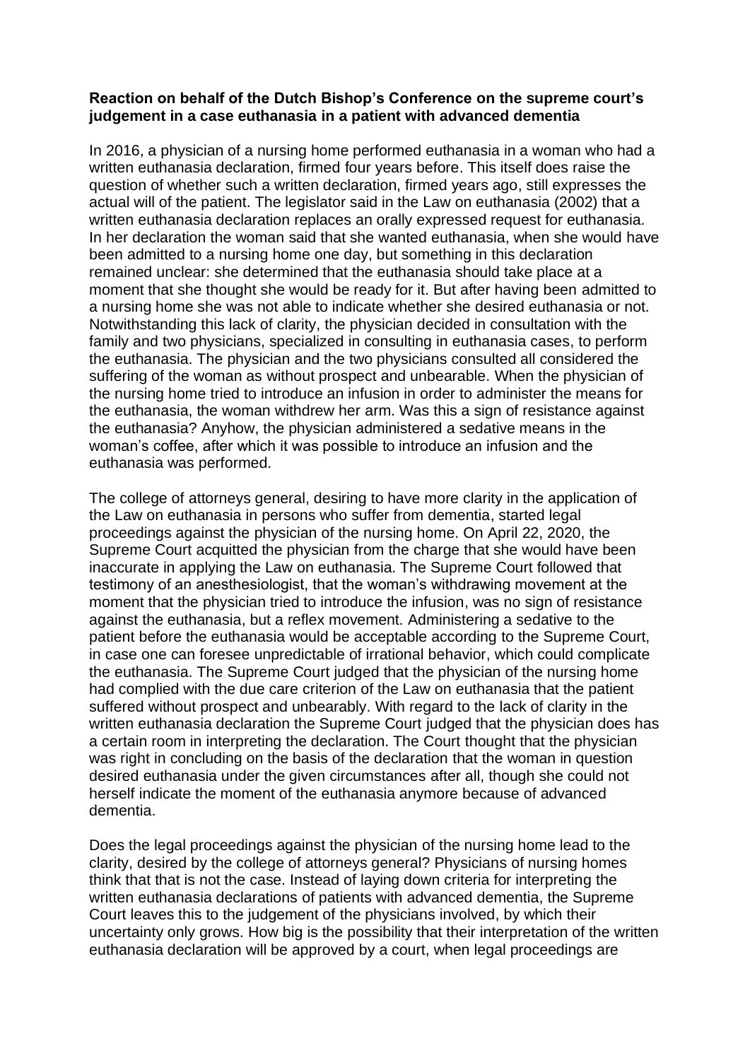**Reaction on behalf of the Dutch Bishop's Conference on the supreme court's judgement in a case euthanasia in a patient with advanced dementia**

In 2016, a physician of a nursing home performed euthanasia in a woman who had a written euthanasia declaration, firmed four years before. This itself does raise the question of whether such a written declaration, firmed years ago, still expresses the actual will of the patient. The legislator said in the Law on euthanasia (2002) that a written euthanasia declaration replaces an orally expressed request for euthanasia. In her declaration the woman said that she wanted euthanasia, when she would have been admitted to a nursing home one day, but something in this declaration remained unclear: she determined that the euthanasia should take place at a moment that she thought she would be ready for it. But after having been admitted to a nursing home she was not able to indicate whether she desired euthanasia or not. Notwithstanding this lack of clarity, the physician decided in consultation with the family and two physicians, specialized in consulting in euthanasia cases, to perform the euthanasia. The physician and the two physicians consulted all considered the suffering of the woman as without prospect and unbearable. When the physician of the nursing home tried to introduce an infusion in order to administer the means for the euthanasia, the woman withdrew her arm. Was this a sign of resistance against the euthanasia? Anyhow, the physician administered a sedative means in the woman's coffee, after which it was possible to introduce an infusion and the euthanasia was performed.

The college of attorneys general, desiring to have more clarity in the application of the Law on euthanasia in persons who suffer from dementia, started legal proceedings against the physician of the nursing home. On April 22, 2020, the Supreme Court acquitted the physician from the charge that she would have been inaccurate in applying the Law on euthanasia. The Supreme Court followed that testimony of an anesthesiologist, that the woman's withdrawing movement at the moment that the physician tried to introduce the infusion, was no sign of resistance against the euthanasia, but a reflex movement. Administering a sedative to the patient before the euthanasia would be acceptable according to the Supreme Court, in case one can foresee unpredictable of irrational behavior, which could complicate the euthanasia. The Supreme Court judged that the physician of the nursing home had complied with the due care criterion of the Law on euthanasia that the patient suffered without prospect and unbearably. With regard to the lack of clarity in the written euthanasia declaration the Supreme Court judged that the physician does has a certain room in interpreting the declaration. The Court thought that the physician was right in concluding on the basis of the declaration that the woman in question desired euthanasia under the given circumstances after all, though she could not herself indicate the moment of the euthanasia anymore because of advanced dementia.

Does the legal proceedings against the physician of the nursing home lead to the clarity, desired by the college of attorneys general? Physicians of nursing homes think that that is not the case. Instead of laying down criteria for interpreting the written euthanasia declarations of patients with advanced dementia, the Supreme Court leaves this to the judgement of the physicians involved, by which their uncertainty only grows. How big is the possibility that their interpretation of the written euthanasia declaration will be approved by a court, when legal proceedings are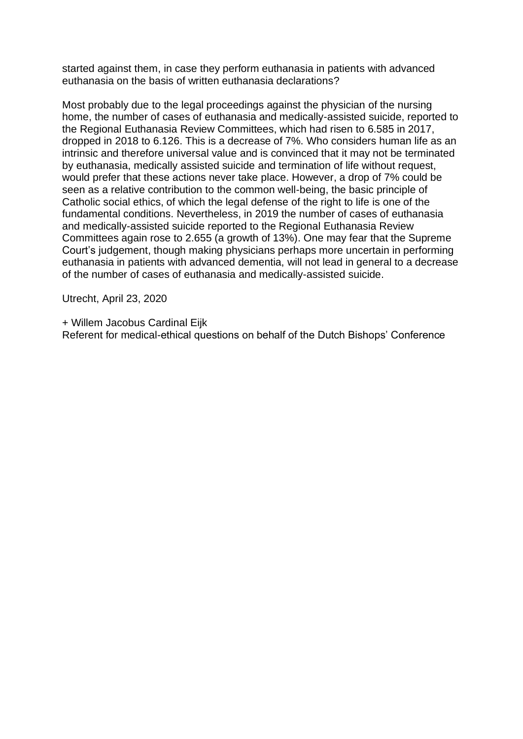started against them, in case they perform euthanasia in patients with advanced euthanasia on the basis of written euthanasia declarations?

Most probably due to the legal proceedings against the physician of the nursing home, the number of cases of euthanasia and medically-assisted suicide, reported to the Regional Euthanasia Review Committees, which had risen to 6.585 in 2017, dropped in 2018 to 6.126. This is a decrease of 7%. Who considers human life as an intrinsic and therefore universal value and is convinced that it may not be terminated by euthanasia, medically assisted suicide and termination of life without request, would prefer that these actions never take place. However, a drop of 7% could be seen as a relative contribution to the common well-being, the basic principle of Catholic social ethics, of which the legal defense of the right to life is one of the fundamental conditions. Nevertheless, in 2019 the number of cases of euthanasia and medically-assisted suicide reported to the Regional Euthanasia Review Committees again rose to 2.655 (a growth of 13%). One may fear that the Supreme Court's judgement, though making physicians perhaps more uncertain in performing euthanasia in patients with advanced dementia, will not lead in general to a decrease of the number of cases of euthanasia and medically-assisted suicide.

Utrecht, April 23, 2020

+ Willem Jacobus Cardinal Eijk  
Referent for medical-ethical questions on behalf of the Dutch Bishops' Conference